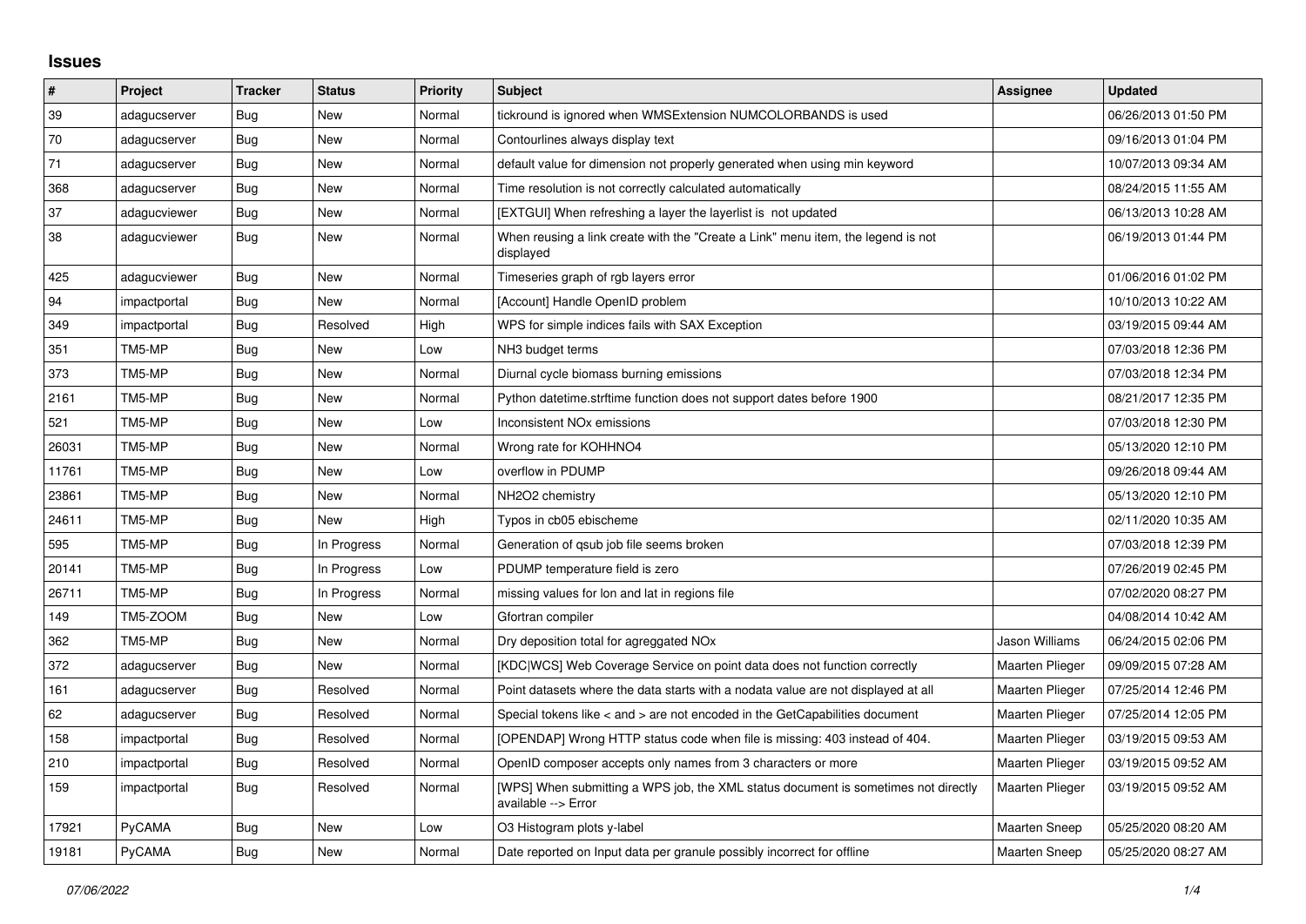# Issues

| # | Project | Tracker | Status | Priority | Subject | Assignee | Updated |
|---|---|---|---|---|---|---|---|
| 39 | adagucserver | Bug | New | Normal | tickround is ignored when WMSExtension NUMCOLORBANDS is used | | 06/26/2013 01:50 PM |
| 70 | adagucserver | Bug | New | Normal | Contourlines always display text | | 09/16/2013 01:04 PM |
| 71 | adagucserver | Bug | New | Normal | default value for dimension not properly generated when using min keyword | | 10/07/2013 09:34 AM |
| 368 | adagucserver | Bug | New | Normal | Time resolution is not correctly calculated automatically | | 08/24/2015 11:55 AM |
| 37 | adagucviewer | Bug | New | Normal | [EXTGUI] When refreshing a layer the layerlist is not updated | | 06/13/2013 10:28 AM |
| 38 | adagucviewer | Bug | New | Normal | When reusing a link create with the "Create a Link" menu item, the legend is not displayed | | 06/19/2013 01:44 PM |
| 425 | adagucviewer | Bug | New | Normal | Timeseries graph of rgb layers error | | 01/06/2016 01:02 PM |
| 94 | impactportal | Bug | New | Normal | [Account] Handle OpenID problem | | 10/10/2013 10:22 AM |
| 349 | impactportal | Bug | Resolved | High | WPS for simple indices fails with SAX Exception | | 03/19/2015 09:44 AM |
| 351 | TM5-MP | Bug | New | Low | NH3 budget terms | | 07/03/2018 12:36 PM |
| 373 | TM5-MP | Bug | New | Normal | Diurnal cycle biomass burning emissions | | 07/03/2018 12:34 PM |
| 2161 | TM5-MP | Bug | New | Normal | Python datetime.strftime function does not support dates before 1900 | | 08/21/2017 12:35 PM |
| 521 | TM5-MP | Bug | New | Low | Inconsistent NOx emissions | | 07/03/2018 12:30 PM |
| 26031 | TM5-MP | Bug | New | Normal | Wrong rate for KOHHNO4 | | 05/13/2020 12:10 PM |
| 11761 | TM5-MP | Bug | New | Low | overflow in PDUMP | | 09/26/2018 09:44 AM |
| 23861 | TM5-MP | Bug | New | Normal | NH2O2 chemistry | | 05/13/2020 12:10 PM |
| 24611 | TM5-MP | Bug | New | High | Typos in cb05 ebischeme | | 02/11/2020 10:35 AM |
| 595 | TM5-MP | Bug | In Progress | Normal | Generation of qsub job file seems broken | | 07/03/2018 12:39 PM |
| 20141 | TM5-MP | Bug | In Progress | Low | PDUMP temperature field is zero | | 07/26/2019 02:45 PM |
| 26711 | TM5-MP | Bug | In Progress | Normal | missing values for lon and lat in regions file | | 07/02/2020 08:27 PM |
| 149 | TM5-ZOOM | Bug | New | Low | Gfortran compiler | | 04/08/2014 10:42 AM |
| 362 | TM5-MP | Bug | New | Normal | Dry deposition total for agreggated NOx | Jason Williams | 06/24/2015 02:06 PM |
| 372 | adagucserver | Bug | New | Normal | [KDC\|WCS] Web Coverage Service on point data does not function correctly | Maarten Plieger | 09/09/2015 07:28 AM |
| 161 | adagucserver | Bug | Resolved | Normal | Point datasets where the data starts with a nodata value are not displayed at all | Maarten Plieger | 07/25/2014 12:46 PM |
| 62 | adagucserver | Bug | Resolved | Normal | Special tokens like < and > are not encoded in the GetCapabilities document | Maarten Plieger | 07/25/2014 12:05 PM |
| 158 | impactportal | Bug | Resolved | Normal | [OPENDAP] Wrong HTTP status code when file is missing: 403 instead of 404. | Maarten Plieger | 03/19/2015 09:53 AM |
| 210 | impactportal | Bug | Resolved | Normal | OpenID composer accepts only names from 3 characters or more | Maarten Plieger | 03/19/2015 09:52 AM |
| 159 | impactportal | Bug | Resolved | Normal | [WPS] When submitting a WPS job, the XML status document is sometimes not directly available --> Error | Maarten Plieger | 03/19/2015 09:52 AM |
| 17921 | PyCAMA | Bug | New | Low | O3 Histogram plots y-label | Maarten Sneep | 05/25/2020 08:20 AM |
| 19181 | PyCAMA | Bug | New | Normal | Date reported on Input data per granule possibly incorrect for offline | Maarten Sneep | 05/25/2020 08:27 AM |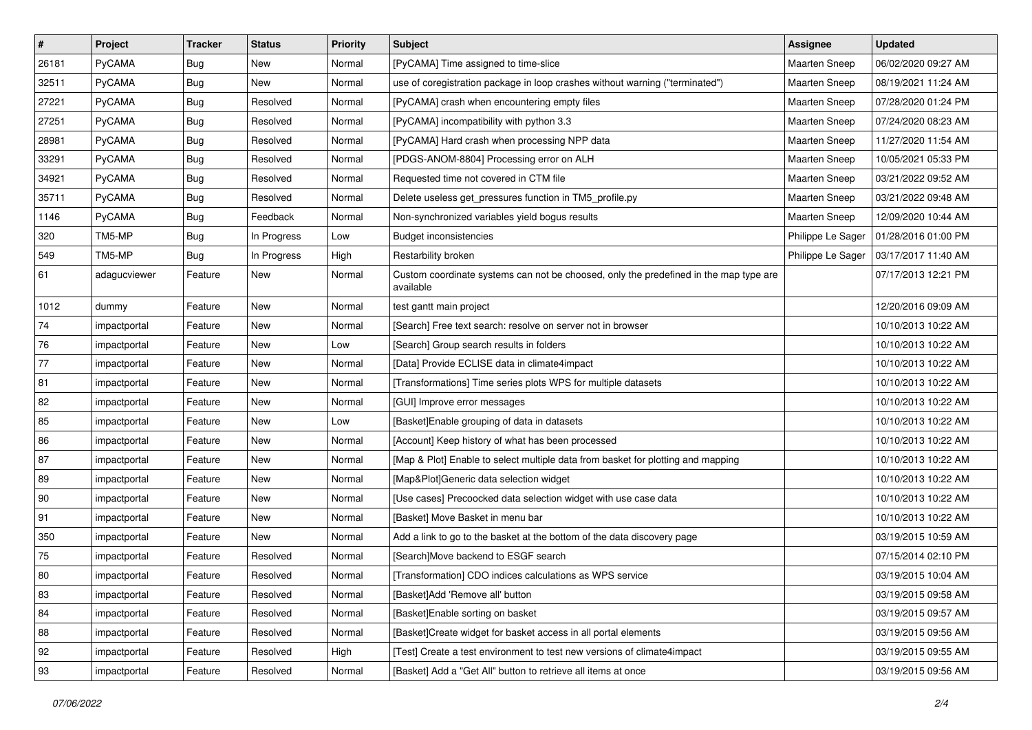| # | Project | Tracker | Status | Priority | Subject | Assignee | Updated |
|---|---|---|---|---|---|---|---|
| 26181 | PyCAMA | Bug | New | Normal | [PyCAMA] Time assigned to time-slice | Maarten Sneep | 06/02/2020 09:27 AM |
| 32511 | PyCAMA | Bug | New | Normal | use of coregistration package in loop crashes without warning ("terminated") | Maarten Sneep | 08/19/2021 11:24 AM |
| 27221 | PyCAMA | Bug | Resolved | Normal | [PyCAMA] crash when encountering empty files | Maarten Sneep | 07/28/2020 01:24 PM |
| 27251 | PyCAMA | Bug | Resolved | Normal | [PyCAMA] incompatibility with python 3.3 | Maarten Sneep | 07/24/2020 08:23 AM |
| 28981 | PyCAMA | Bug | Resolved | Normal | [PyCAMA] Hard crash when processing NPP data | Maarten Sneep | 11/27/2020 11:54 AM |
| 33291 | PyCAMA | Bug | Resolved | Normal | [PDGS-ANOM-8804] Processing error on ALH | Maarten Sneep | 10/05/2021 05:33 PM |
| 34921 | PyCAMA | Bug | Resolved | Normal | Requested time not covered in CTM file | Maarten Sneep | 03/21/2022 09:52 AM |
| 35711 | PyCAMA | Bug | Resolved | Normal | Delete useless get_pressures function in TM5_profile.py | Maarten Sneep | 03/21/2022 09:48 AM |
| 1146 | PyCAMA | Bug | Feedback | Normal | Non-synchronized variables yield bogus results | Maarten Sneep | 12/09/2020 10:44 AM |
| 320 | TM5-MP | Bug | In Progress | Low | Budget inconsistencies | Philippe Le Sager | 01/28/2016 01:00 PM |
| 549 | TM5-MP | Bug | In Progress | High | Restarbility broken | Philippe Le Sager | 03/17/2017 11:40 AM |
| 61 | adagucviewer | Feature | New | Normal | Custom coordinate systems can not be choosed, only the predefined in the map type are available | | 07/17/2013 12:21 PM |
| 1012 | dummy | Feature | New | Normal | test gantt main project | | 12/20/2016 09:09 AM |
| 74 | impactportal | Feature | New | Normal | [Search] Free text search: resolve on server not in browser | | 10/10/2013 10:22 AM |
| 76 | impactportal | Feature | New | Low | [Search] Group search results in folders | | 10/10/2013 10:22 AM |
| 77 | impactportal | Feature | New | Normal | [Data] Provide ECLISE data in climate4impact | | 10/10/2013 10:22 AM |
| 81 | impactportal | Feature | New | Normal | [Transformations] Time series plots WPS for multiple datasets | | 10/10/2013 10:22 AM |
| 82 | impactportal | Feature | New | Normal | [GUI] Improve error messages | | 10/10/2013 10:22 AM |
| 85 | impactportal | Feature | New | Low | [Basket]Enable grouping of data in datasets | | 10/10/2013 10:22 AM |
| 86 | impactportal | Feature | New | Normal | [Account] Keep history of what has been processed | | 10/10/2013 10:22 AM |
| 87 | impactportal | Feature | New | Normal | [Map & Plot] Enable to select multiple data from basket for plotting and mapping | | 10/10/2013 10:22 AM |
| 89 | impactportal | Feature | New | Normal | [Map&Plot]Generic data selection widget | | 10/10/2013 10:22 AM |
| 90 | impactportal | Feature | New | Normal | [Use cases] Precoocked data selection widget with use case data | | 10/10/2013 10:22 AM |
| 91 | impactportal | Feature | New | Normal | [Basket] Move Basket in menu bar | | 10/10/2013 10:22 AM |
| 350 | impactportal | Feature | New | Normal | Add a link to go to the basket at the bottom of the data discovery page | | 03/19/2015 10:59 AM |
| 75 | impactportal | Feature | Resolved | Normal | [Search]Move backend to ESGF search | | 07/15/2014 02:10 PM |
| 80 | impactportal | Feature | Resolved | Normal | [Transformation] CDO indices calculations as WPS service | | 03/19/2015 10:04 AM |
| 83 | impactportal | Feature | Resolved | Normal | [Basket]Add 'Remove all' button | | 03/19/2015 09:58 AM |
| 84 | impactportal | Feature | Resolved | Normal | [Basket]Enable sorting on basket | | 03/19/2015 09:57 AM |
| 88 | impactportal | Feature | Resolved | Normal | [Basket]Create widget for basket access in all portal elements | | 03/19/2015 09:56 AM |
| 92 | impactportal | Feature | Resolved | High | [Test] Create a test environment to test new versions of climate4impact | | 03/19/2015 09:55 AM |
| 93 | impactportal | Feature | Resolved | Normal | [Basket] Add a "Get All" button to retrieve all items at once | | 03/19/2015 09:56 AM |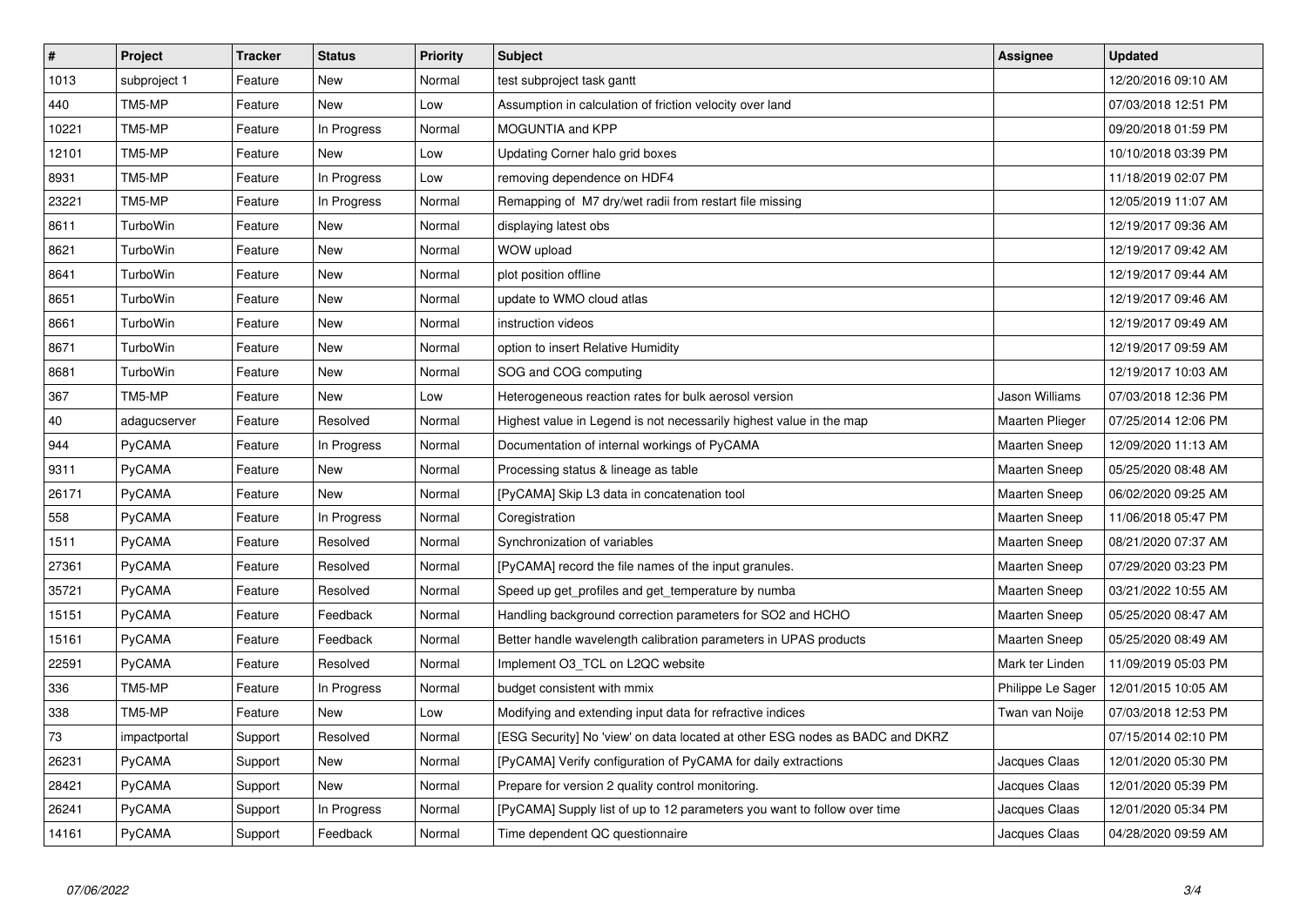| # | Project | Tracker | Status | Priority | Subject | Assignee | Updated |
|---|---|---|---|---|---|---|---|
| 1013 | subproject 1 | Feature | New | Normal | test subproject task gantt | | 12/20/2016 09:10 AM |
| 440 | TM5-MP | Feature | New | Low | Assumption in calculation of friction velocity over land | | 07/03/2018 12:51 PM |
| 10221 | TM5-MP | Feature | In Progress | Normal | MOGUNTIA and KPP | | 09/20/2018 01:59 PM |
| 12101 | TM5-MP | Feature | New | Low | Updating Corner halo grid boxes | | 10/10/2018 03:39 PM |
| 8931 | TM5-MP | Feature | In Progress | Low | removing dependence on HDF4 | | 11/18/2019 02:07 PM |
| 23221 | TM5-MP | Feature | In Progress | Normal | Remapping of M7 dry/wet radii from restart file missing | | 12/05/2019 11:07 AM |
| 8611 | TurboWin | Feature | New | Normal | displaying latest obs | | 12/19/2017 09:36 AM |
| 8621 | TurboWin | Feature | New | Normal | WOW upload | | 12/19/2017 09:42 AM |
| 8641 | TurboWin | Feature | New | Normal | plot position offline | | 12/19/2017 09:44 AM |
| 8651 | TurboWin | Feature | New | Normal | update to WMO cloud atlas | | 12/19/2017 09:46 AM |
| 8661 | TurboWin | Feature | New | Normal | instruction videos | | 12/19/2017 09:49 AM |
| 8671 | TurboWin | Feature | New | Normal | option to insert Relative Humidity | | 12/19/2017 09:59 AM |
| 8681 | TurboWin | Feature | New | Normal | SOG and COG computing | | 12/19/2017 10:03 AM |
| 367 | TM5-MP | Feature | New | Low | Heterogeneous reaction rates for bulk aerosol version | Jason Williams | 07/03/2018 12:36 PM |
| 40 | adagucserver | Feature | Resolved | Normal | Highest value in Legend is not necessarily highest value in the map | Maarten Plieger | 07/25/2014 12:06 PM |
| 944 | PyCAMA | Feature | In Progress | Normal | Documentation of internal workings of PyCAMA | Maarten Sneep | 12/09/2020 11:13 AM |
| 9311 | PyCAMA | Feature | New | Normal | Processing status & lineage as table | Maarten Sneep | 05/25/2020 08:48 AM |
| 26171 | PyCAMA | Feature | New | Normal | [PyCAMA] Skip L3 data in concatenation tool | Maarten Sneep | 06/02/2020 09:25 AM |
| 558 | PyCAMA | Feature | In Progress | Normal | Coregistration | Maarten Sneep | 11/06/2018 05:47 PM |
| 1511 | PyCAMA | Feature | Resolved | Normal | Synchronization of variables | Maarten Sneep | 08/21/2020 07:37 AM |
| 27361 | PyCAMA | Feature | Resolved | Normal | [PyCAMA] record the file names of the input granules. | Maarten Sneep | 07/29/2020 03:23 PM |
| 35721 | PyCAMA | Feature | Resolved | Normal | Speed up get_profiles and get_temperature by numba | Maarten Sneep | 03/21/2022 10:55 AM |
| 15151 | PyCAMA | Feature | Feedback | Normal | Handling background correction parameters for SO2 and HCHO | Maarten Sneep | 05/25/2020 08:47 AM |
| 15161 | PyCAMA | Feature | Feedback | Normal | Better handle wavelength calibration parameters in UPAS products | Maarten Sneep | 05/25/2020 08:49 AM |
| 22591 | PyCAMA | Feature | Resolved | Normal | Implement O3_TCL on L2QC website | Mark ter Linden | 11/09/2019 05:03 PM |
| 336 | TM5-MP | Feature | In Progress | Normal | budget consistent with mmix | Philippe Le Sager | 12/01/2015 10:05 AM |
| 338 | TM5-MP | Feature | New | Low | Modifying and extending input data for refractive indices | Twan van Noije | 07/03/2018 12:53 PM |
| 73 | impactportal | Support | Resolved | Normal | [ESG Security] No 'view' on data located at other ESG nodes as BADC and DKRZ | | 07/15/2014 02:10 PM |
| 26231 | PyCAMA | Support | New | Normal | [PyCAMA] Verify configuration of PyCAMA for daily extractions | Jacques Claas | 12/01/2020 05:30 PM |
| 28421 | PyCAMA | Support | New | Normal | Prepare for version 2 quality control monitoring. | Jacques Claas | 12/01/2020 05:39 PM |
| 26241 | PyCAMA | Support | In Progress | Normal | [PyCAMA] Supply list of up to 12 parameters you want to follow over time | Jacques Claas | 12/01/2020 05:34 PM |
| 14161 | PyCAMA | Support | Feedback | Normal | Time dependent QC questionnaire | Jacques Claas | 04/28/2020 09:59 AM |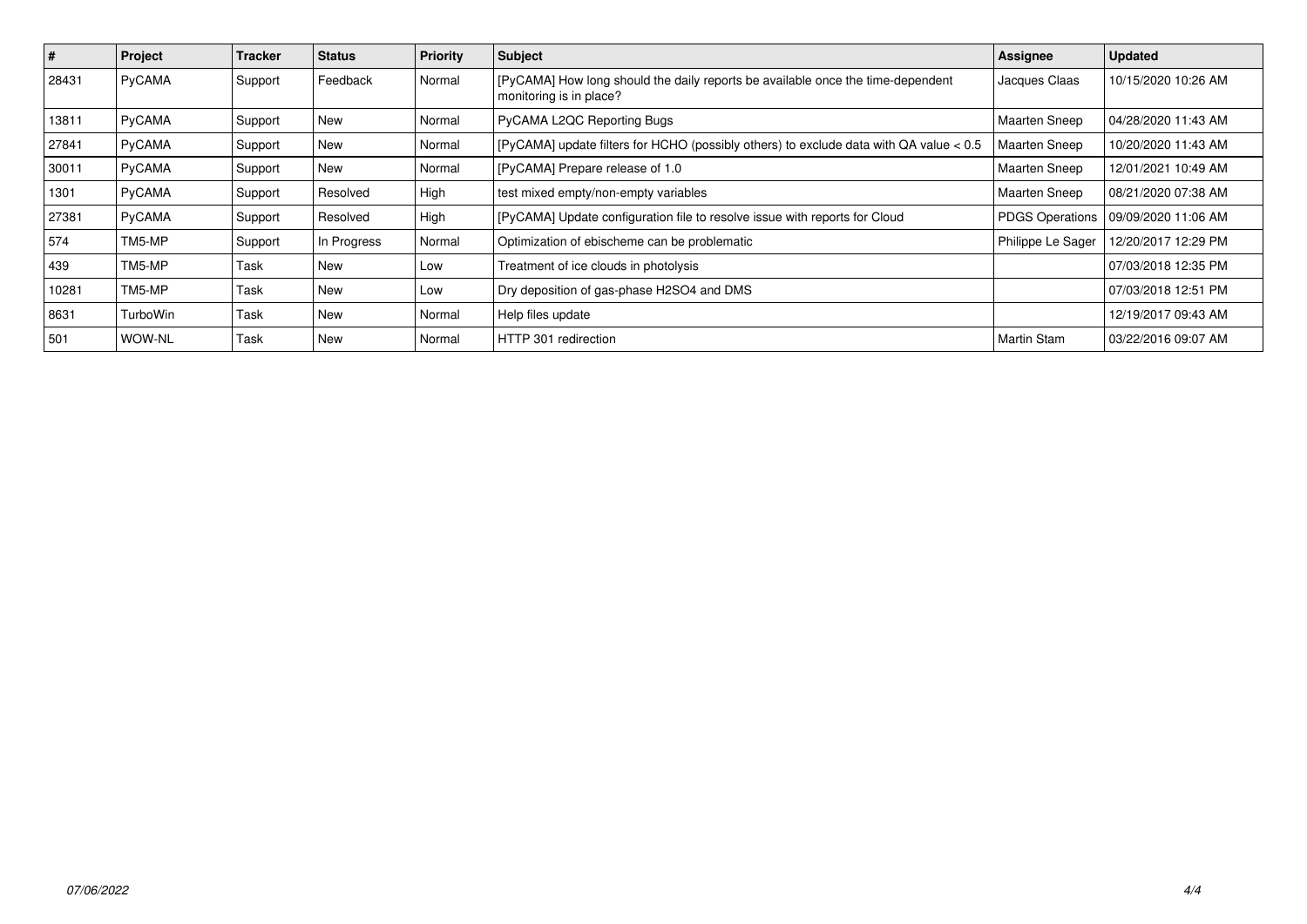| # | Project | Tracker | Status | Priority | Subject | Assignee | Updated |
|---|---|---|---|---|---|---|---|
| 28431 | PyCAMA | Support | Feedback | Normal | [PyCAMA] How long should the daily reports be available once the time-dependent monitoring is in place? | Jacques Claas | 10/15/2020 10:26 AM |
| 13811 | PyCAMA | Support | New | Normal | PyCAMA L2QC Reporting Bugs | Maarten Sneep | 04/28/2020 11:43 AM |
| 27841 | PyCAMA | Support | New | Normal | [PyCAMA] update filters for HCHO (possibly others) to exclude data with QA value < 0.5 | Maarten Sneep | 10/20/2020 11:43 AM |
| 30011 | PyCAMA | Support | New | Normal | [PyCAMA] Prepare release of 1.0 | Maarten Sneep | 12/01/2021 10:49 AM |
| 1301 | PyCAMA | Support | Resolved | High | test mixed empty/non-empty variables | Maarten Sneep | 08/21/2020 07:38 AM |
| 27381 | PyCAMA | Support | Resolved | High | [PyCAMA] Update configuration file to resolve issue with reports for Cloud | PDGS Operations | 09/09/2020 11:06 AM |
| 574 | TM5-MP | Support | In Progress | Normal | Optimization of ebischeme can be problematic | Philippe Le Sager | 12/20/2017 12:29 PM |
| 439 | TM5-MP | Task | New | Low | Treatment of ice clouds in photolysis | | 07/03/2018 12:35 PM |
| 10281 | TM5-MP | Task | New | Low | Dry deposition of gas-phase H2SO4 and DMS | | 07/03/2018 12:51 PM |
| 8631 | TurboWin | Task | New | Normal | Help files update | | 12/19/2017 09:43 AM |
| 501 | WOW-NL | Task | New | Normal | HTTP 301 redirection | Martin Stam | 03/22/2016 09:07 AM |

*07/06/2022*